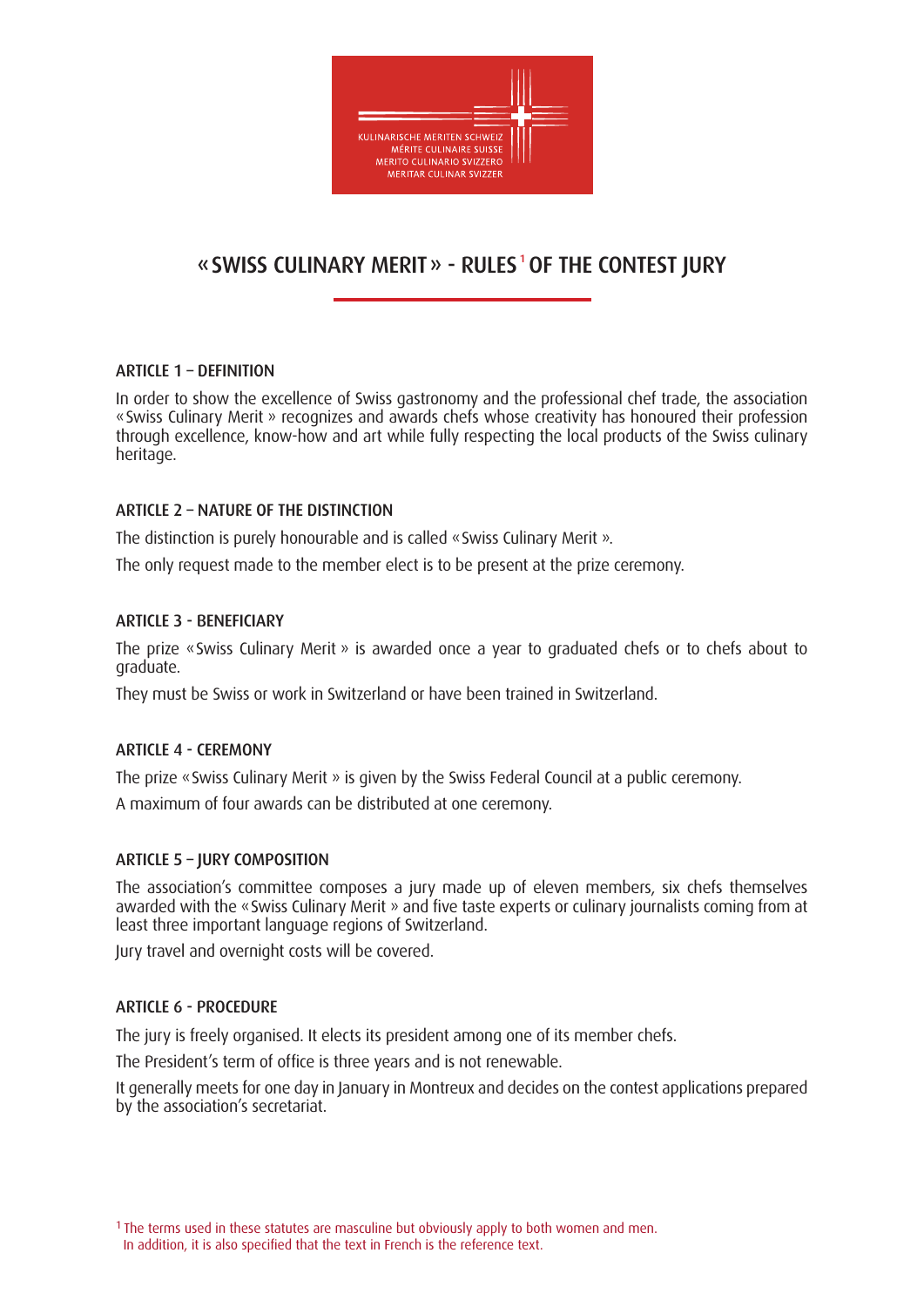KULINARISCHE MERITEN SCHWEIZ
MÉRITE CULINAIRE SUISSE
MERITO CULINARIO SVIZZERO
MERITAR CULINAR SVIZZER

# « SWISS CULINARY MERIT » - RULES[1] OF THE CONTEST JURY

## ARTICLE 1 – DEFINITION

In order to show the excellence of Swiss gastronomy and the professional chef trade, the association « Swiss Culinary Merit » recognizes and awards chefs whose creativity has honoured their profession through excellence, know-how and art while fully respecting the local products of the Swiss culinary heritage.

## ARTICLE 2 – NATURE OF THE DISTINCTION

The distinction is purely honourable and is called « Swiss Culinary Merit ».

The only request made to the member elect is to be present at the prize ceremony.

## ARTICLE 3 - BENEFICIARY

The prize « Swiss Culinary Merit » is awarded once a year to graduated chefs or to chefs about to graduate.

They must be Swiss or work in Switzerland or have been trained in Switzerland.

## ARTICLE 4 - CEREMONY

The prize « Swiss Culinary Merit » is given by the Swiss Federal Council at a public ceremony.

A maximum of four awards can be distributed at one ceremony.

## ARTICLE 5 – JURY COMPOSITION

The association's committee composes a jury made up of eleven members, six chefs themselves awarded with the « Swiss Culinary Merit » and five taste experts or culinary journalists coming from at least three important language regions of Switzerland.

Jury travel and overnight costs will be covered.

## ARTICLE 6 - PROCEDURE

The jury is freely organised. It elects its president among one of its member chefs.

The President's term of office is three years and is not renewable.

It generally meets for one day in January in Montreux and decides on the contest applications prepared by the association's secretariat.

[1] The terms used in these statutes are masculine but obviously apply to both women and men.
In addition, it is also specified that the text in French is the reference text.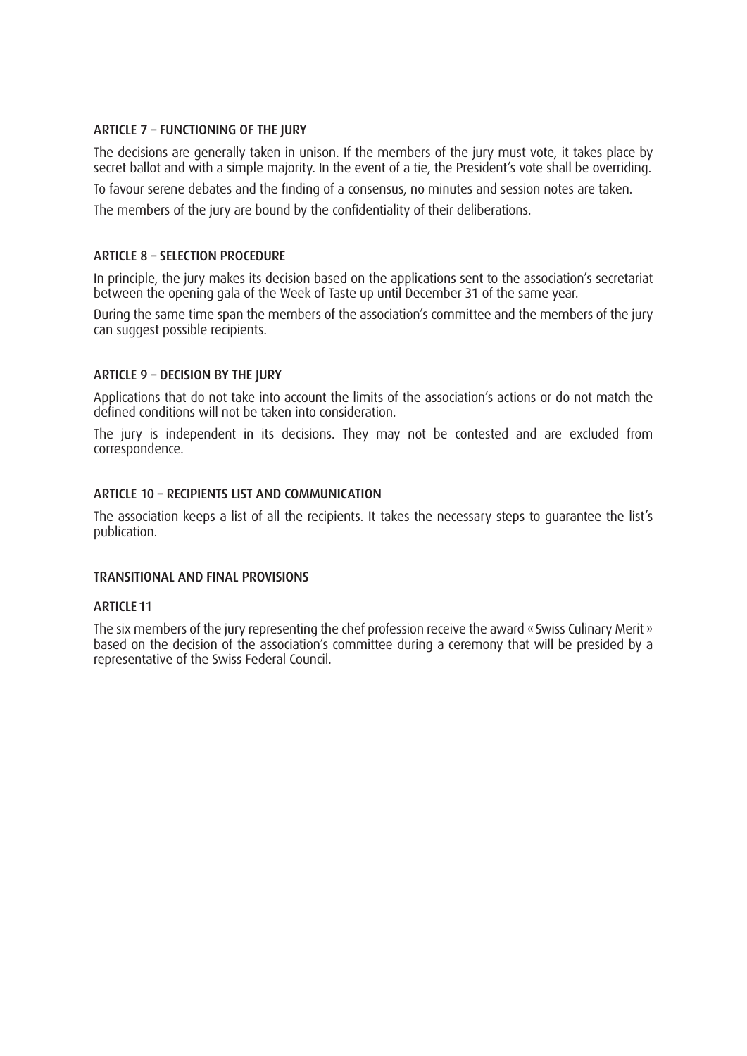### ARTICLE 7 – FUNCTIONING OF THE JURY

The decisions are generally taken in unison. If the members of the jury must vote, it takes place by secret ballot and with a simple majority. In the event of a tie, the President's vote shall be overriding.

To favour serene debates and the finding of a consensus, no minutes and session notes are taken.

The members of the jury are bound by the confidentiality of their deliberations.

### ARTICLE 8 – SELECTION PROCEDURE

In principle, the jury makes its decision based on the applications sent to the association's secretariat between the opening gala of the Week of Taste up until December 31 of the same year.

During the same time span the members of the association's committee and the members of the jury can suggest possible recipients.

### ARTICLE 9 – DECISION BY THE JURY

Applications that do not take into account the limits of the association's actions or do not match the defined conditions will not be taken into consideration.

The jury is independent in its decisions. They may not be contested and are excluded from correspondence.

### ARTICLE 10 – RECIPIENTS LIST AND COMMUNICATION

The association keeps a list of all the recipients. It takes the necessary steps to guarantee the list's publication.

## TRANSITIONAL AND FINAL PROVISIONS

### ARTICLE 11

The six members of the jury representing the chef profession receive the award « Swiss Culinary Merit » based on the decision of the association's committee during a ceremony that will be presided by a representative of the Swiss Federal Council.